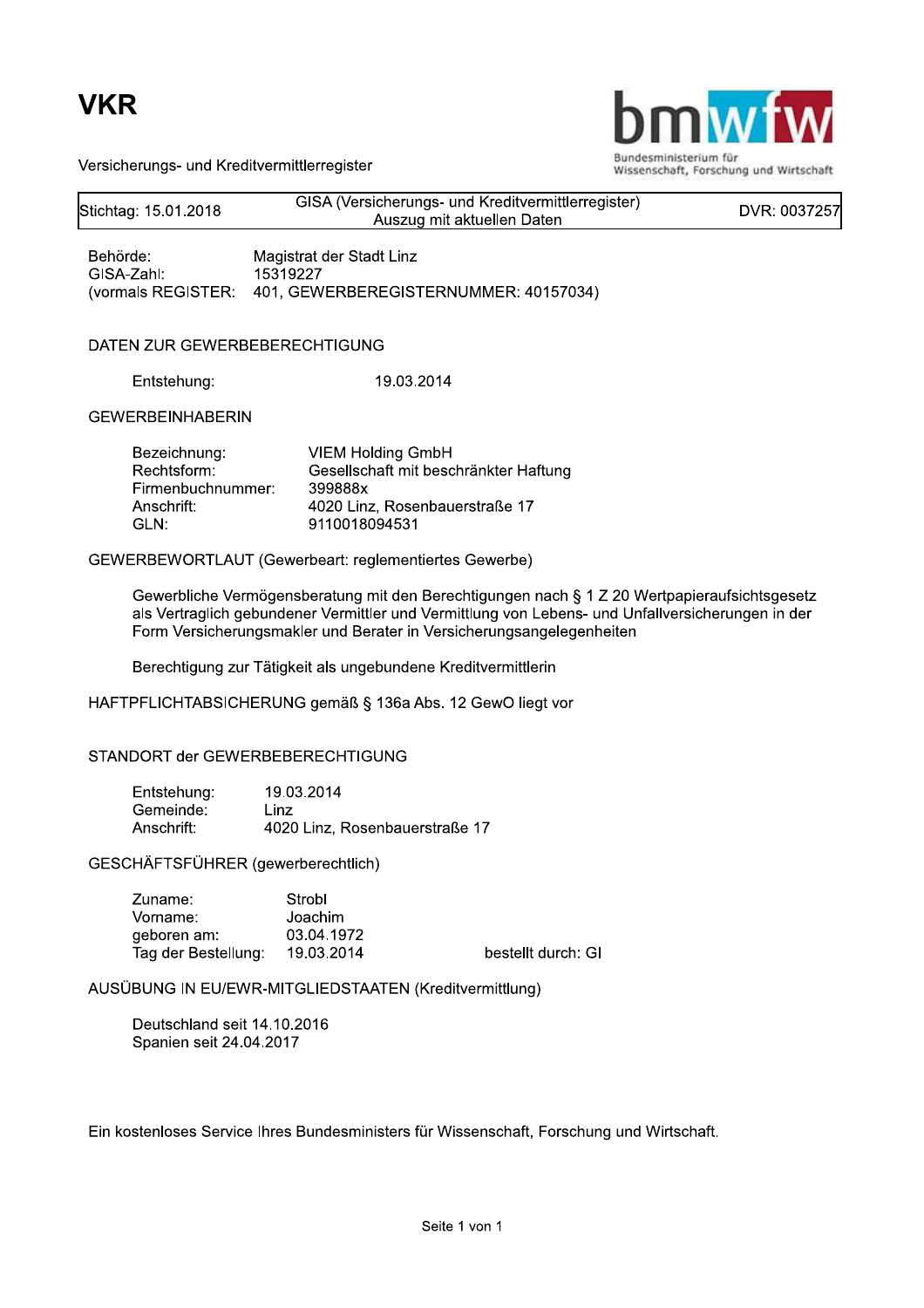# VKR

Versicherungs- und Kreditvermittlerregister

Bundesministerium für Wissenschaft, Forschung und Wirtschaft

| Stichtag: 15.01.2018 | GISA (Versicherungs- und Kreditvermittlerregister) Auszug mit aktuellen Daten | DVR: 0037257 |
| --- | --- | --- |

Behörde: Magistrat der Stadt Linz
GISA-Zahl: 15319227
(vormals REGISTER: 401, GEWERBEREGISTERNUMMER: 40157034)

## DATEN ZUR GEWERBEBERECHTIGUNG

Entstehung: 19.03.2014

## GEWERBEINHABERIN

Bezeichnung: VIEM Holding GmbH
Rechtsform: Gesellschaft mit beschränkter Haftung
Firmenbuchnummer: 399888x
Anschrift: 4020 Linz, Rosenbauerstraße 17
GLN: 9110018094531

## GEWERBEWORTLAUT (Gewerbeart: reglementiertes Gewerbe)

Gewerbliche Vermögensberatung mit den Berechtigungen nach § 1 Z 20 Wertpapieraufsichtsgesetz als Vertraglich gebundener Vermittler und Vermittlung von Lebens- und Unfallversicherungen in der Form Versicherungsmakler und Berater in Versicherungsangelegenheiten

Berechtigung zur Tätigkeit als ungebundene Kreditvermittlerin

HAFTPFLICHTABSICHERUNG gemäß § 136a Abs. 12 GewO liegt vor

## STANDORT der GEWERBEBERECHTIGUNG

Entstehung: 19.03.2014
Gemeinde: Linz
Anschrift: 4020 Linz, Rosenbauerstraße 17

## GESCHÄFTSFÜHRER (gewerberechtlich)

Zuname: Strobl
Vorname: Joachim
geboren am: 03.04.1972
Tag der Bestellung: 19.03.2014 bestellt durch: GI

## AUSÜBUNG IN EU/EWR-MITGLIEDSTAATEN (Kreditvermittlung)

Deutschland seit 14.10.2016
Spanien seit 24.04.2017

Ein kostenloses Service Ihres Bundesministers für Wissenschaft, Forschung und Wirtschaft.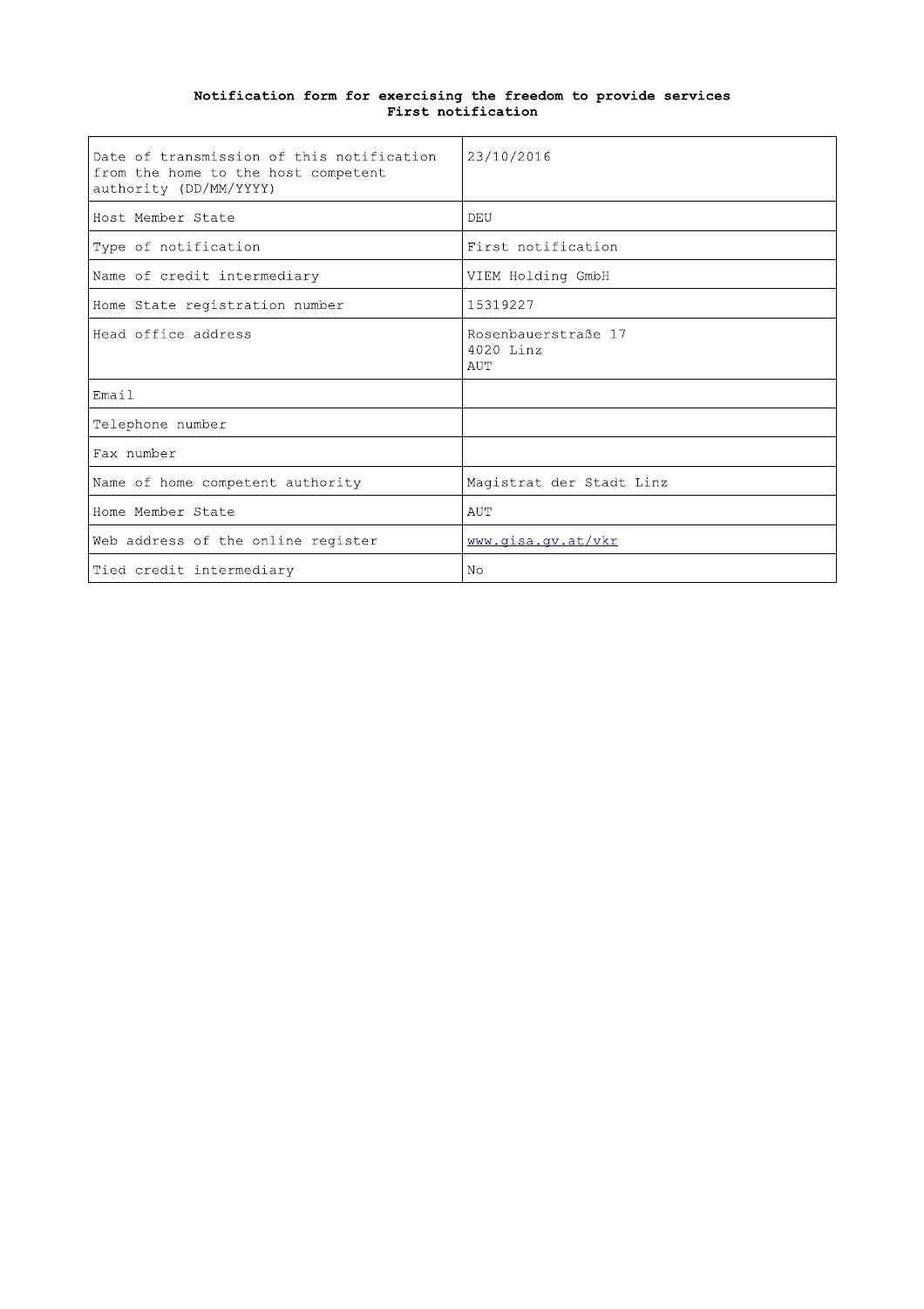**Notification form for exercising the freedom to provide services**
**First notification**

| | |
|---|---|
| Date of transmission of this notification from the home to the host competent authority (DD/MM/YYYY) | 23/10/2016 |
| Host Member State | DEU |
| Type of notification | First notification |
| Name of credit intermediary | VIEM Holding GmbH |
| Home State registration number | 15319227 |
| Head office address | Rosenbauerstraße 17<br>4020 Linz<br>AUT |
| Email | |
| Telephone number | |
| Fax number | |
| Name of home competent authority | Magistrat der Stadt Linz |
| Home Member State | AUT |
| Web address of the online register | www.gisa.gv.at/vkr |
| Tied credit intermediary | No |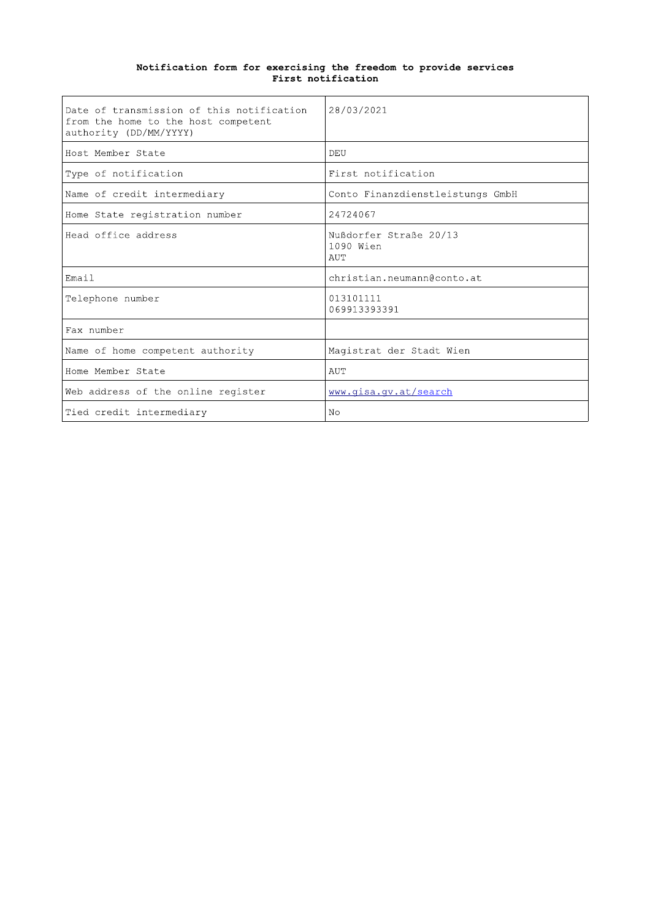**Notification form for exercising the freedom to provide services**
**First notification**

| | |
|---|---|
| Date of transmission of this notification from the home to the host competent authority (DD/MM/YYYY) | 28/03/2021 |
| Host Member State | DEU |
| Type of notification | First notification |
| Name of credit intermediary | Conto Finanzdienstleistungs GmbH |
| Home State registration number | 24724067 |
| Head office address | Nußdorfer Straße 20/13<br>1090 Wien<br>AUT |
| Email | christian.neumann@conto.at |
| Telephone number | 013101111<br>069913393391 |
| Fax number | |
| Name of home competent authority | Magistrat der Stadt Wien |
| Home Member State | AUT |
| Web address of the online register | www.gisa.gv.at/search |
| Tied credit intermediary | No |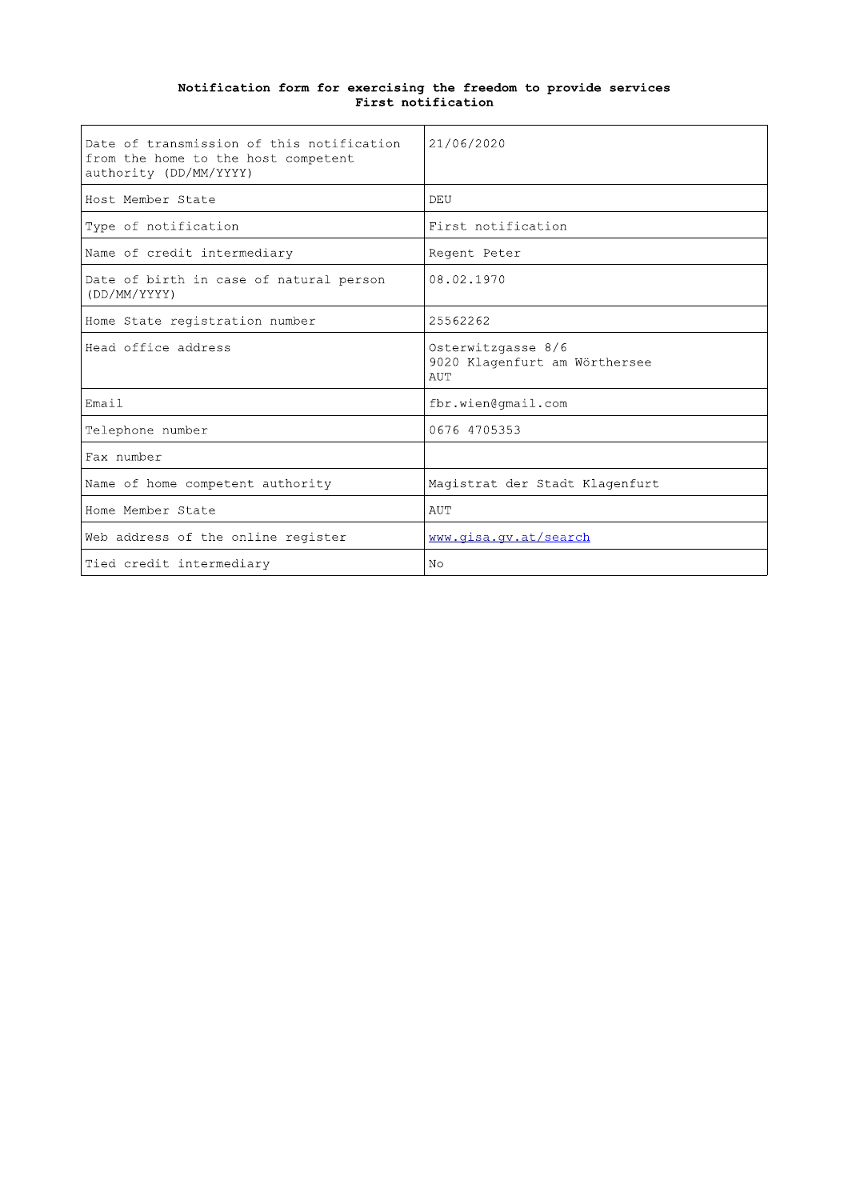**Notification form for exercising the freedom to provide services**
**First notification**

| | |
|---|---|
| Date of transmission of this notification from the home to the host competent authority (DD/MM/YYYY) | 21/06/2020 |
| Host Member State | DEU |
| Type of notification | First notification |
| Name of credit intermediary | Regent Peter |
| Date of birth in case of natural person (DD/MM/YYYY) | 08.02.1970 |
| Home State registration number | 25562262 |
| Head office address | Osterwitzgasse 8/6<br>9020 Klagenfurt am Wörthersee<br>AUT |
| Email | fbr.wien@gmail.com |
| Telephone number | 0676 4705353 |
| Fax number | |
| Name of home competent authority | Magistrat der Stadt Klagenfurt |
| Home Member State | AUT |
| Web address of the online register | www.gisa.gv.at/search |
| Tied credit intermediary | No |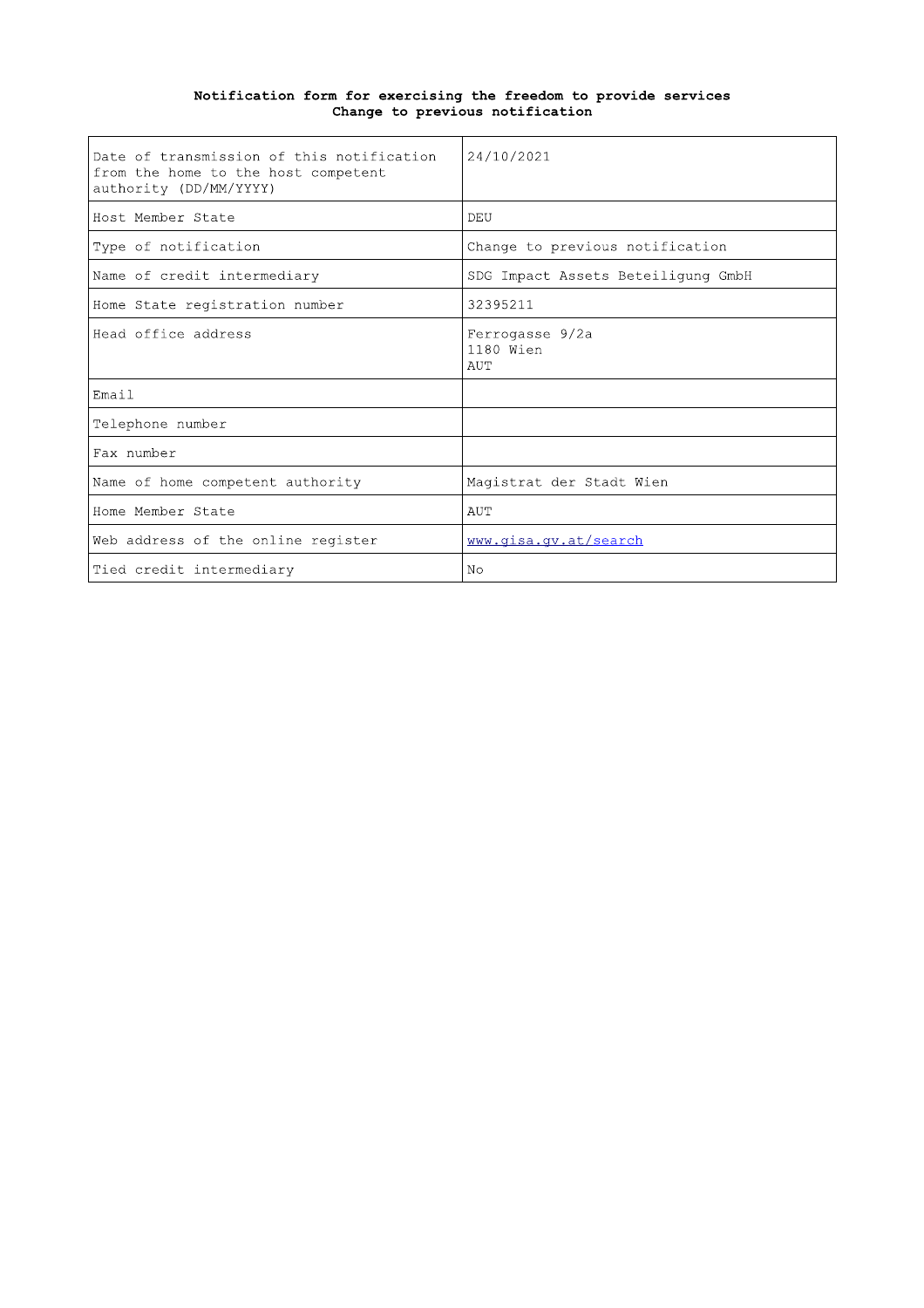**Notification form for exercising the freedom to provide services**
**Change to previous notification**

| | |
|---|---|
| Date of transmission of this notification from the home to the host competent authority (DD/MM/YYYY) | 24/10/2021 |
| Host Member State | DEU |
| Type of notification | Change to previous notification |
| Name of credit intermediary | SDG Impact Assets Beteiligung GmbH |
| Home State registration number | 32395211 |
| Head office address | Ferrogasse 9/2a<br>1180 Wien<br>AUT |
| Email | |
| Telephone number | |
| Fax number | |
| Name of home competent authority | Magistrat der Stadt Wien |
| Home Member State | AUT |
| Web address of the online register | www.gisa.gv.at/search |
| Tied credit intermediary | No |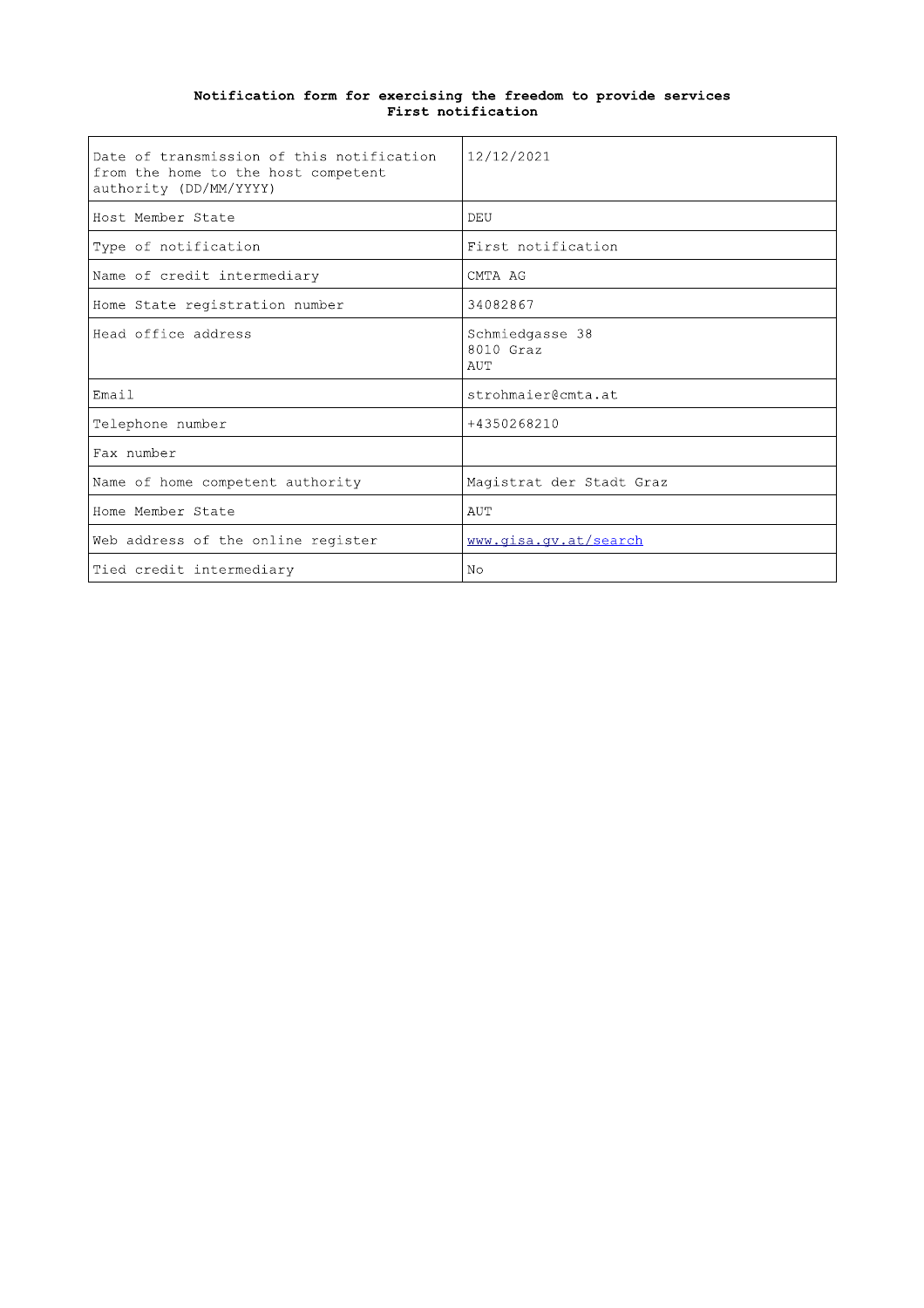**Notification form for exercising the freedom to provide services**
**First notification**

| | |
|---|---|
| Date of transmission of this notification from the home to the host competent authority (DD/MM/YYYY) | 12/12/2021 |
| Host Member State | DEU |
| Type of notification | First notification |
| Name of credit intermediary | CMTA AG |
| Home State registration number | 34082867 |
| Head office address | Schmiedgasse 38<br>8010 Graz<br>AUT |
| Email | strohmaier@cmta.at |
| Telephone number | +4350268210 |
| Fax number | |
| Name of home competent authority | Magistrat der Stadt Graz |
| Home Member State | AUT |
| Web address of the online register | www.gisa.gv.at/search |
| Tied credit intermediary | No |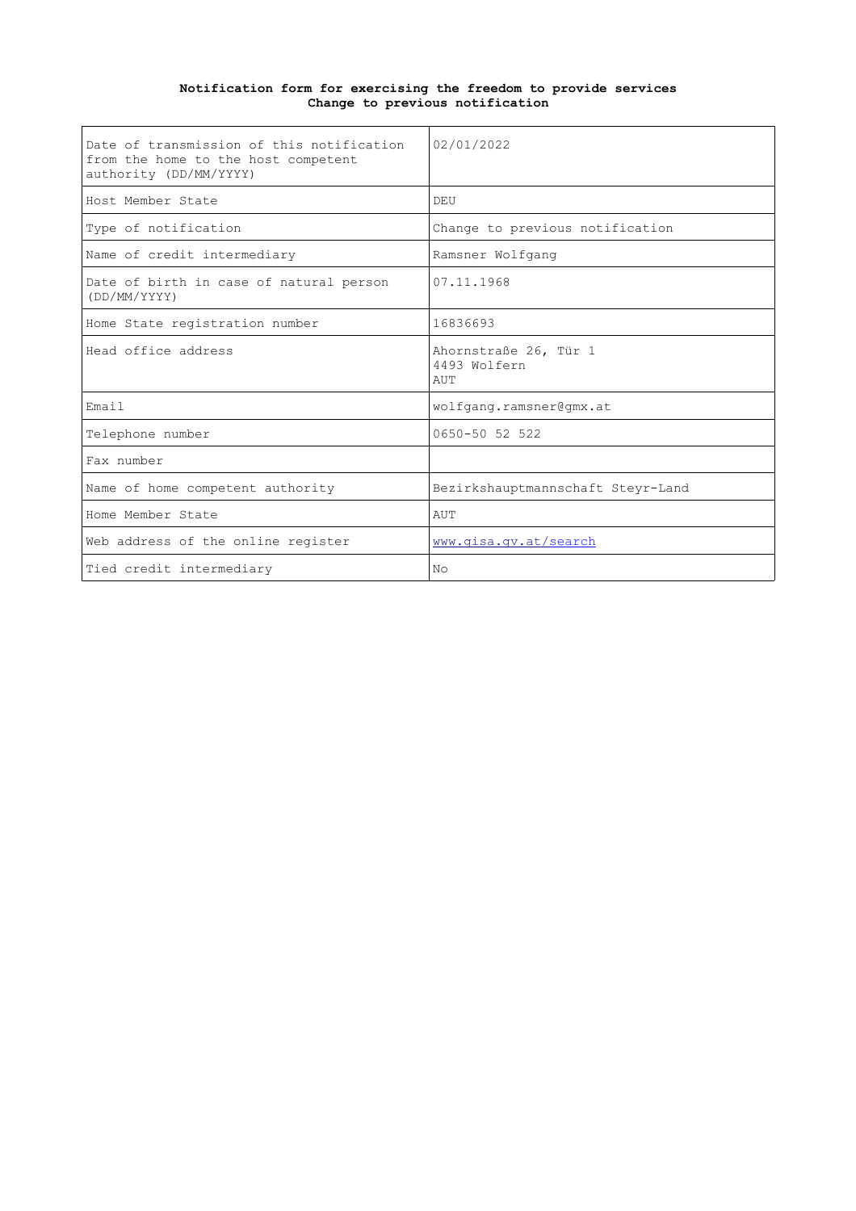**Notification form for exercising the freedom to provide services**
**Change to previous notification**

| | |
|---|---|
| Date of transmission of this notification from the home to the host competent authority (DD/MM/YYYY) | 02/01/2022 |
| Host Member State | DEU |
| Type of notification | Change to previous notification |
| Name of credit intermediary | Ramsner Wolfgang |
| Date of birth in case of natural person (DD/MM/YYYY) | 07.11.1968 |
| Home State registration number | 16836693 |
| Head office address | Ahornstraße 26, Tür 1<br>4493 Wolfern<br>AUT |
| Email | wolfgang.ramsner@gmx.at |
| Telephone number | 0650-50 52 522 |
| Fax number | |
| Name of home competent authority | Bezirkshauptmannschaft Steyr-Land |
| Home Member State | AUT |
| Web address of the online register | www.gisa.gv.at/search |
| Tied credit intermediary | No |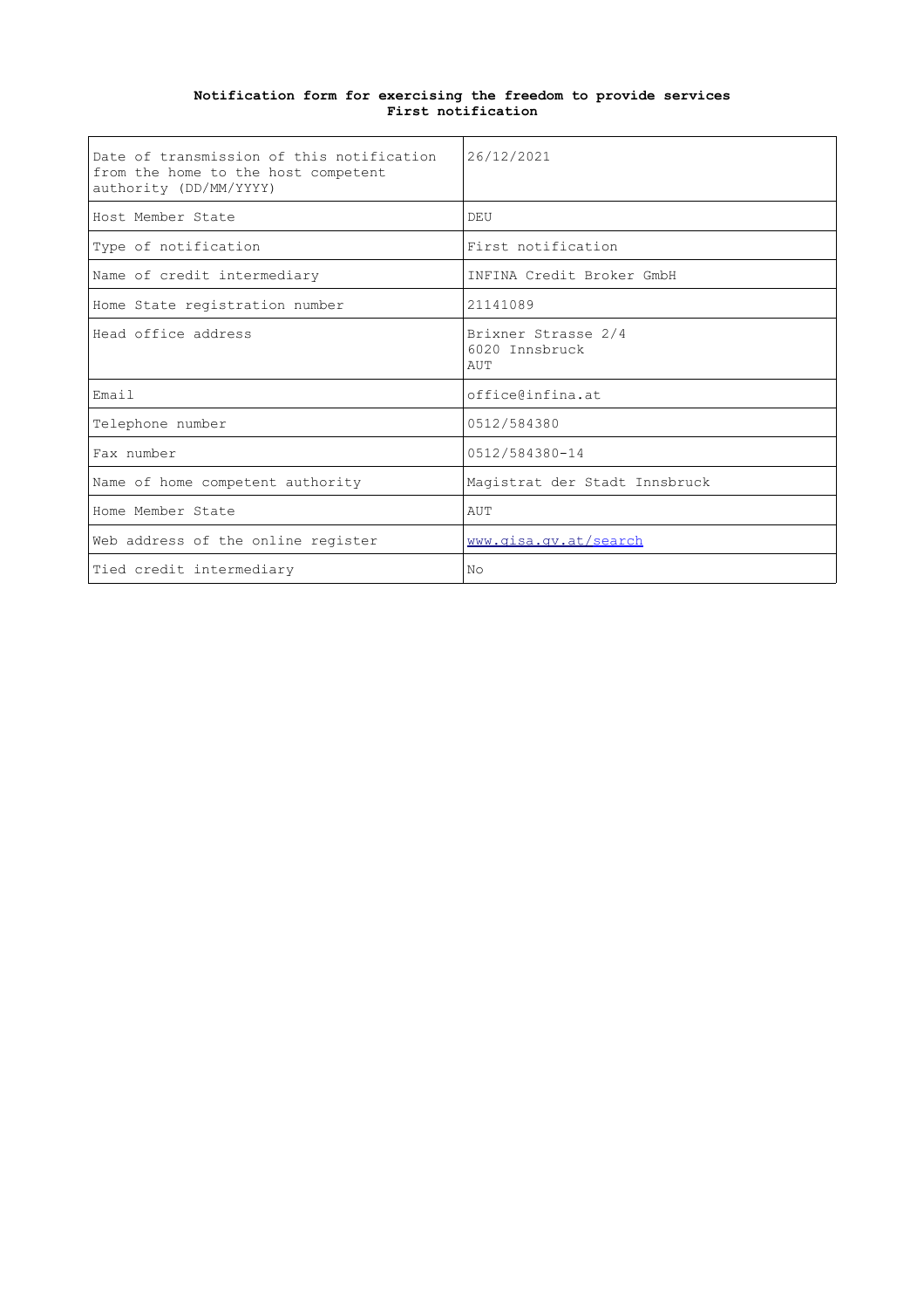**Notification form for exercising the freedom to provide services**
**First notification**

| | |
|---|---|
| Date of transmission of this notification from the home to the host competent authority (DD/MM/YYYY) | 26/12/2021 |
| Host Member State | DEU |
| Type of notification | First notification |
| Name of credit intermediary | INFINA Credit Broker GmbH |
| Home State registration number | 21141089 |
| Head office address | Brixner Strasse 2/4<br>6020 Innsbruck<br>AUT |
| Email | office@infina.at |
| Telephone number | 0512/584380 |
| Fax number | 0512/584380-14 |
| Name of home competent authority | Magistrat der Stadt Innsbruck |
| Home Member State | AUT |
| Web address of the online register | www.gisa.gv.at/search |
| Tied credit intermediary | No |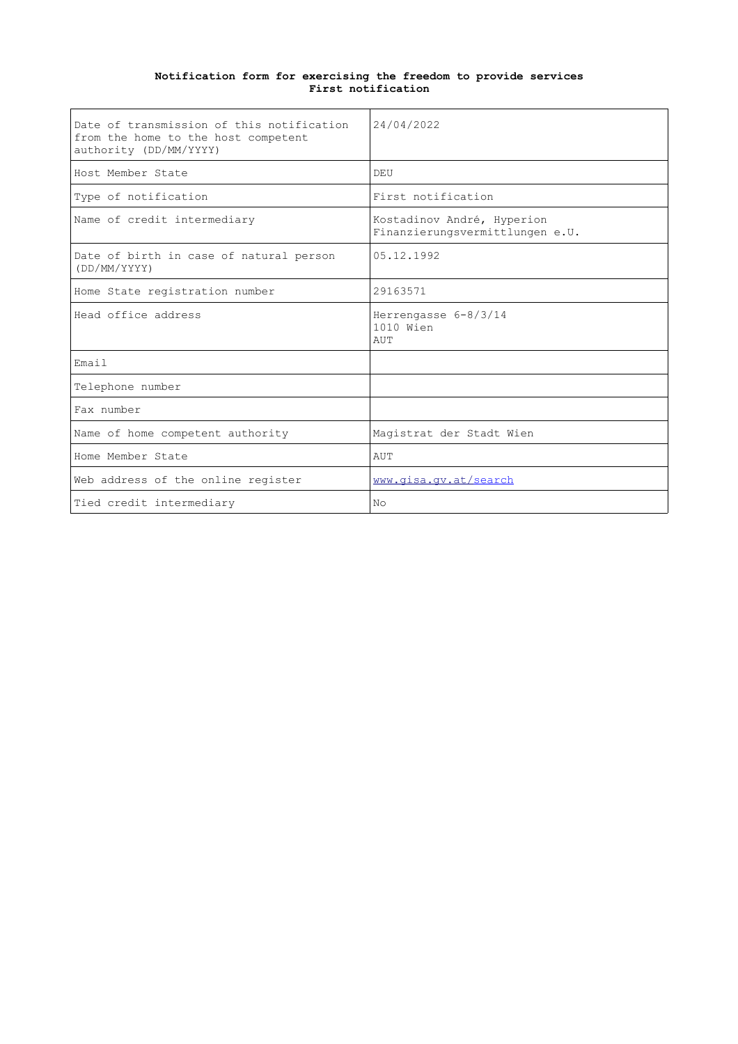**Notification form for exercising the freedom to provide services**
**First notification**

| | |
|---|---|
| Date of transmission of this notification from the home to the host competent authority (DD/MM/YYYY) | 24/04/2022 |
| Host Member State | DEU |
| Type of notification | First notification |
| Name of credit intermediary | Kostadinov André, Hyperion Finanzierungsvermittlungen e.U. |
| Date of birth in case of natural person (DD/MM/YYYY) | 05.12.1992 |
| Home State registration number | 29163571 |
| Head office address | Herrengasse 6-8/3/14<br>1010 Wien<br>AUT |
| Email | |
| Telephone number | |
| Fax number | |
| Name of home competent authority | Magistrat der Stadt Wien |
| Home Member State | AUT |
| Web address of the online register | www.gisa.gv.at/search |
| Tied credit intermediary | No |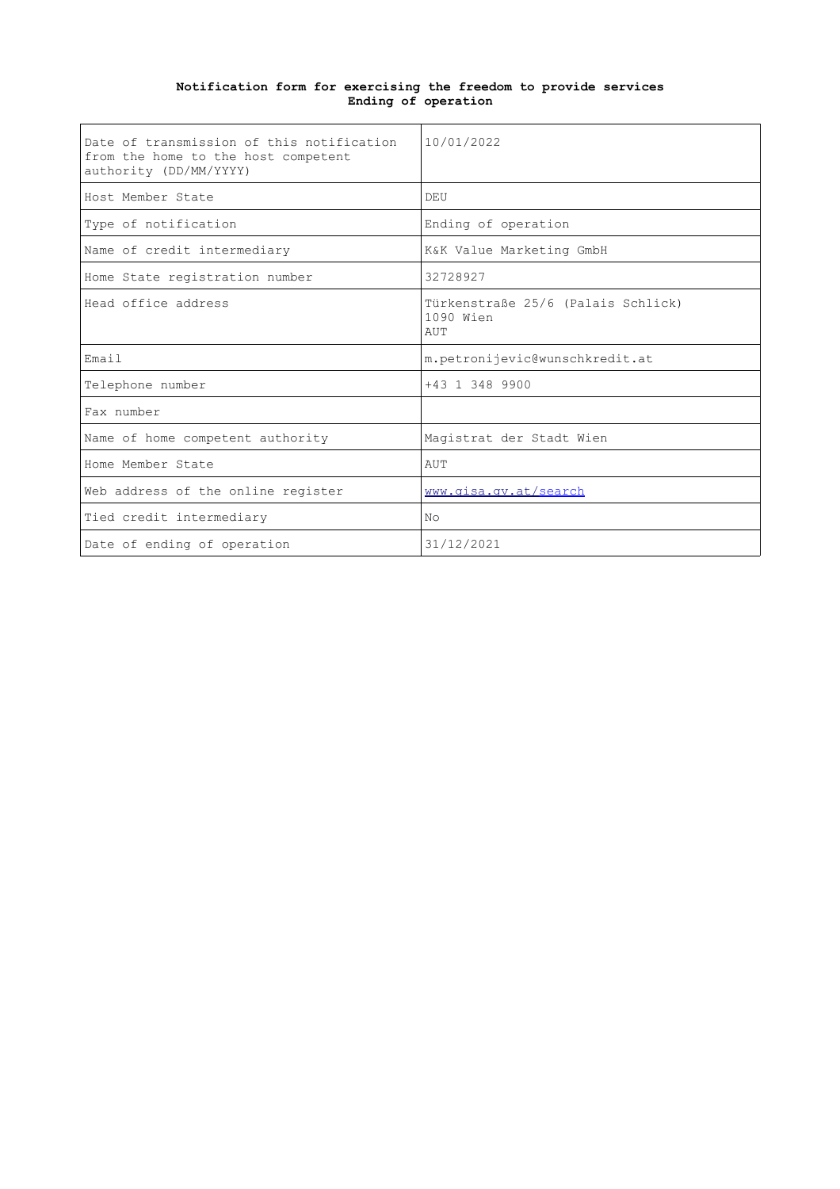**Notification form for exercising the freedom to provide services**
**Ending of operation**

| | |
|---|---|
| Date of transmission of this notification from the home to the host competent authority (DD/MM/YYYY) | 10/01/2022 |
| Host Member State | DEU |
| Type of notification | Ending of operation |
| Name of credit intermediary | K&K Value Marketing GmbH |
| Home State registration number | 32728927 |
| Head office address | Türkenstraße 25/6 (Palais Schlick)<br>1090 Wien<br>AUT |
| Email | m.petronijevic@wunschkredit.at |
| Telephone number | +43 1 348 9900 |
| Fax number | |
| Name of home competent authority | Magistrat der Stadt Wien |
| Home Member State | AUT |
| Web address of the online register | www.gisa.gv.at/search |
| Tied credit intermediary | No |
| Date of ending of operation | 31/12/2021 |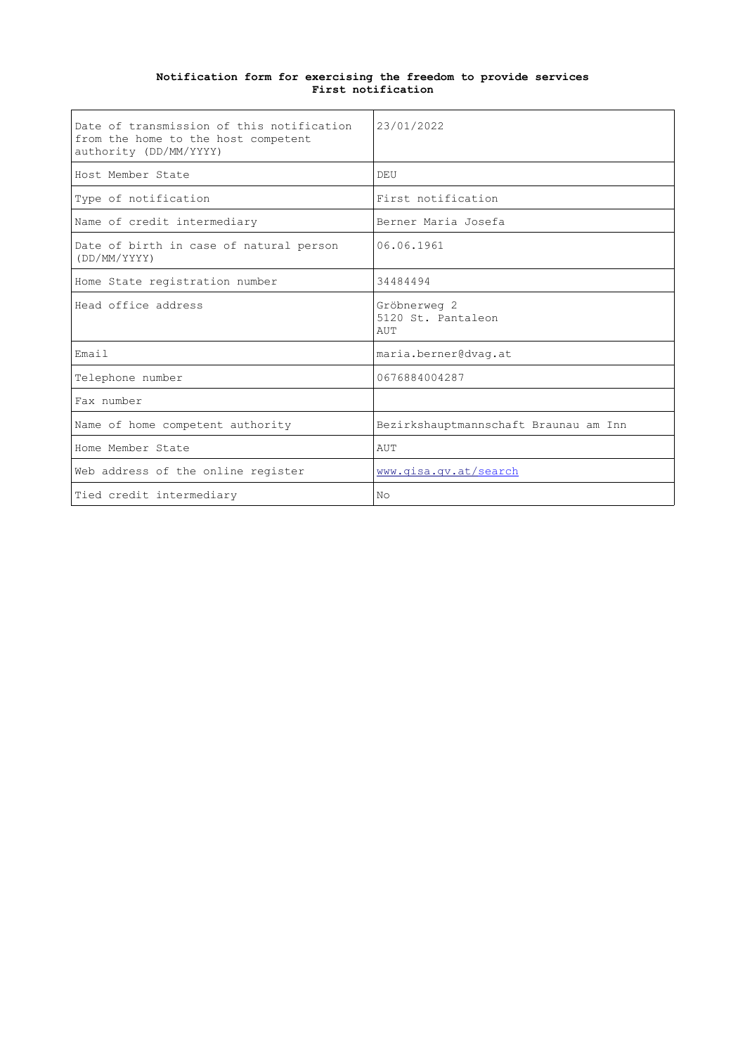**Notification form for exercising the freedom to provide services**
**First notification**

| | |
|---|---|
| Date of transmission of this notification from the home to the host competent authority (DD/MM/YYYY) | 23/01/2022 |
| Host Member State | DEU |
| Type of notification | First notification |
| Name of credit intermediary | Berner Maria Josefa |
| Date of birth in case of natural person (DD/MM/YYYY) | 06.06.1961 |
| Home State registration number | 34484494 |
| Head office address | Gröbnerweg 2<br>5120 St. Pantaleon<br>AUT |
| Email | maria.berner@dvag.at |
| Telephone number | 0676884004287 |
| Fax number | |
| Name of home competent authority | Bezirkshauptmannschaft Braunau am Inn |
| Home Member State | AUT |
| Web address of the online register | www.gisa.gv.at/search |
| Tied credit intermediary | No |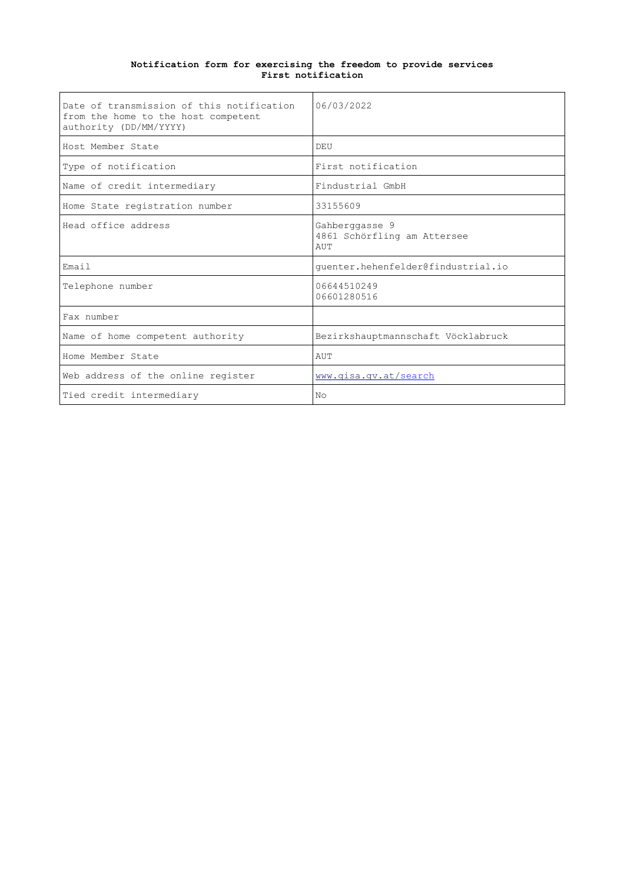**Notification form for exercising the freedom to provide services**
**First notification**

| | |
|---|---|
| Date of transmission of this notification from the home to the host competent authority (DD/MM/YYYY) | 06/03/2022 |
| Host Member State | DEU |
| Type of notification | First notification |
| Name of credit intermediary | Findustrial GmbH |
| Home State registration number | 33155609 |
| Head office address | Gahberggasse 9<br>4861 Schörfling am Attersee<br>AUT |
| Email | guenter.hehenfelder@findustrial.io |
| Telephone number | 06644510249<br>06601280516 |
| Fax number | |
| Name of home competent authority | Bezirkshauptmannschaft Vöcklabruck |
| Home Member State | AUT |
| Web address of the online register | www.gisa.gv.at/search |
| Tied credit intermediary | No |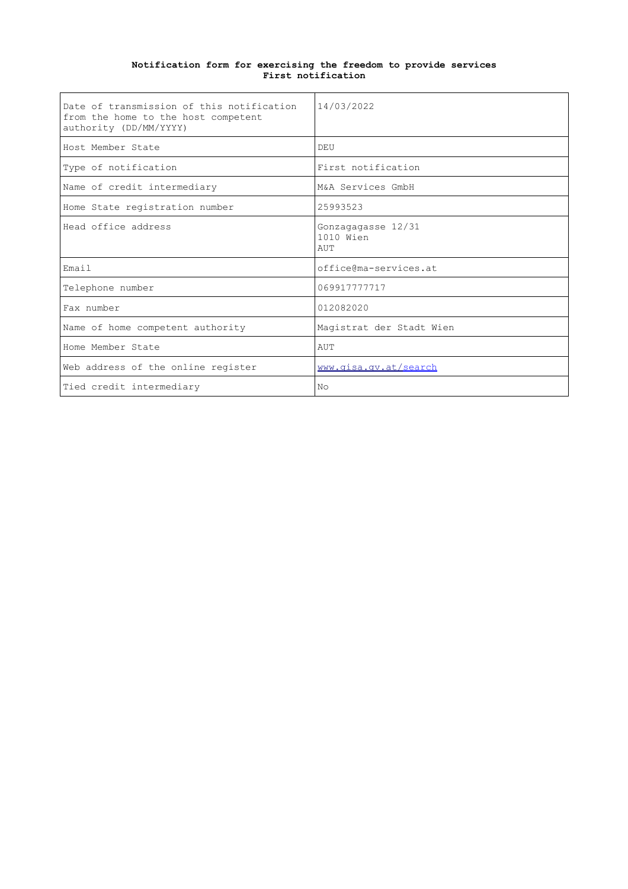**Notification form for exercising the freedom to provide services**
**First notification**

| | |
|---|---|
| Date of transmission of this notification from the home to the host competent authority (DD/MM/YYYY) | 14/03/2022 |
| Host Member State | DEU |
| Type of notification | First notification |
| Name of credit intermediary | M&A Services GmbH |
| Home State registration number | 25993523 |
| Head office address | Gonzagagasse 12/31<br>1010 Wien<br>AUT |
| Email | office@ma-services.at |
| Telephone number | 069917777717 |
| Fax number | 012082020 |
| Name of home competent authority | Magistrat der Stadt Wien |
| Home Member State | AUT |
| Web address of the online register | www.gisa.gv.at/search |
| Tied credit intermediary | No |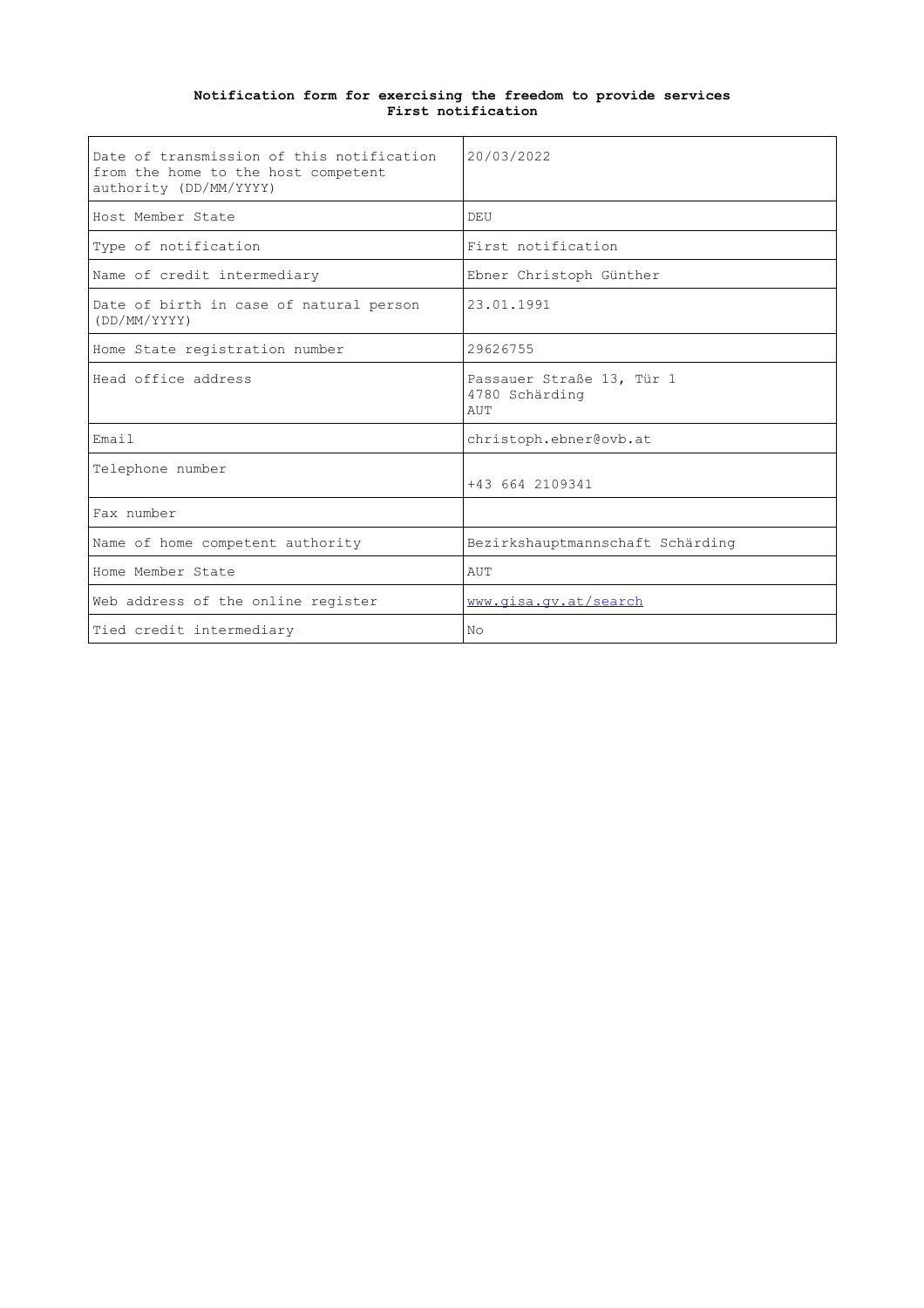**Notification form for exercising the freedom to provide services**
**First notification**

| | |
|---|---|
| Date of transmission of this notification from the home to the host competent authority (DD/MM/YYYY) | 20/03/2022 |
| Host Member State | DEU |
| Type of notification | First notification |
| Name of credit intermediary | Ebner Christoph Günther |
| Date of birth in case of natural person (DD/MM/YYYY) | 23.01.1991 |
| Home State registration number | 29626755 |
| Head office address | Passauer Straße 13, Tür 1<br>4780 Schärding<br>AUT |
| Email | christoph.ebner@ovb.at |
| Telephone number | +43 664 2109341 |
| Fax number | |
| Name of home competent authority | Bezirkshauptmannschaft Schärding |
| Home Member State | AUT |
| Web address of the online register | www.gisa.gv.at/search |
| Tied credit intermediary | No |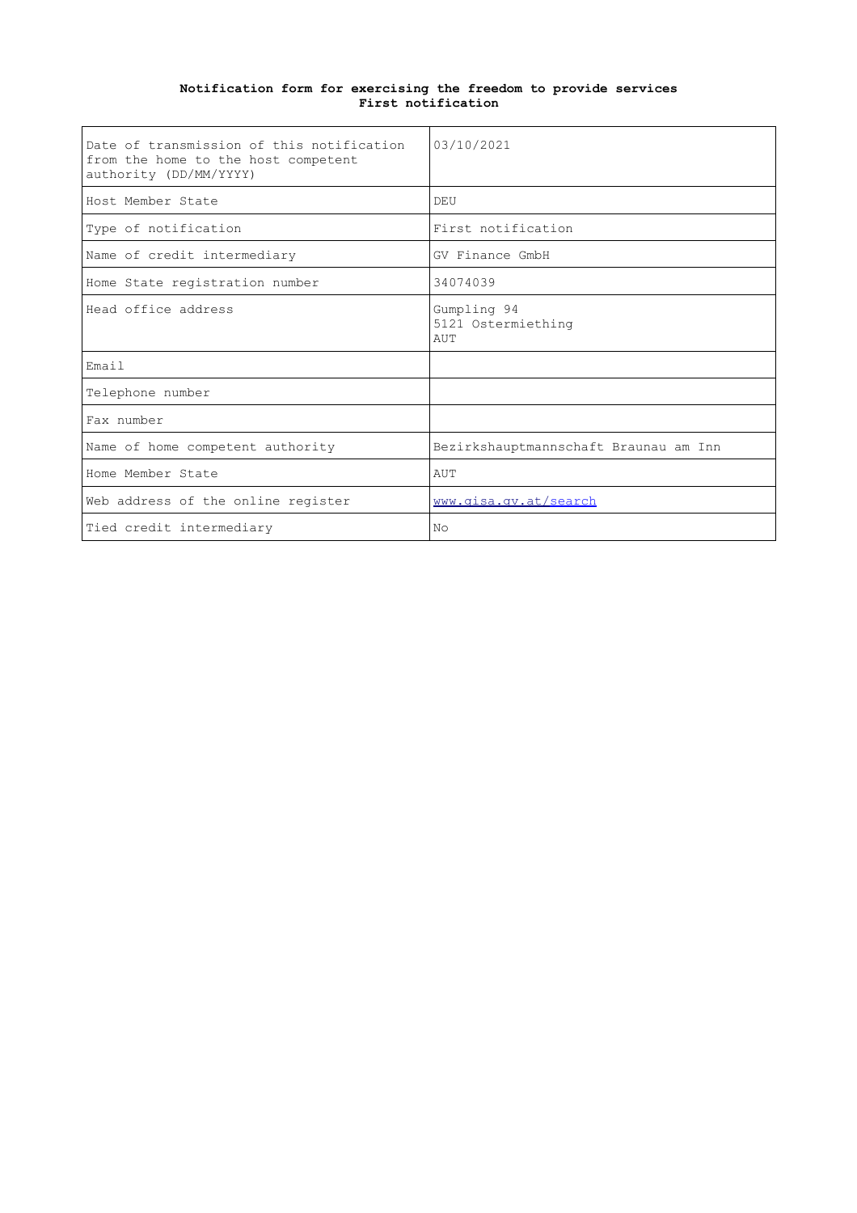**Notification form for exercising the freedom to provide services**
**First notification**

| | |
|---|---|
| Date of transmission of this notification from the home to the host competent authority (DD/MM/YYYY) | 03/10/2021 |
| Host Member State | DEU |
| Type of notification | First notification |
| Name of credit intermediary | GV Finance GmbH |
| Home State registration number | 34074039 |
| Head office address | Gumpling 94<br>5121 Ostermiething<br>AUT |
| Email | |
| Telephone number | |
| Fax number | |
| Name of home competent authority | Bezirkshauptmannschaft Braunau am Inn |
| Home Member State | AUT |
| Web address of the online register | www.gisa.gv.at/search |
| Tied credit intermediary | No |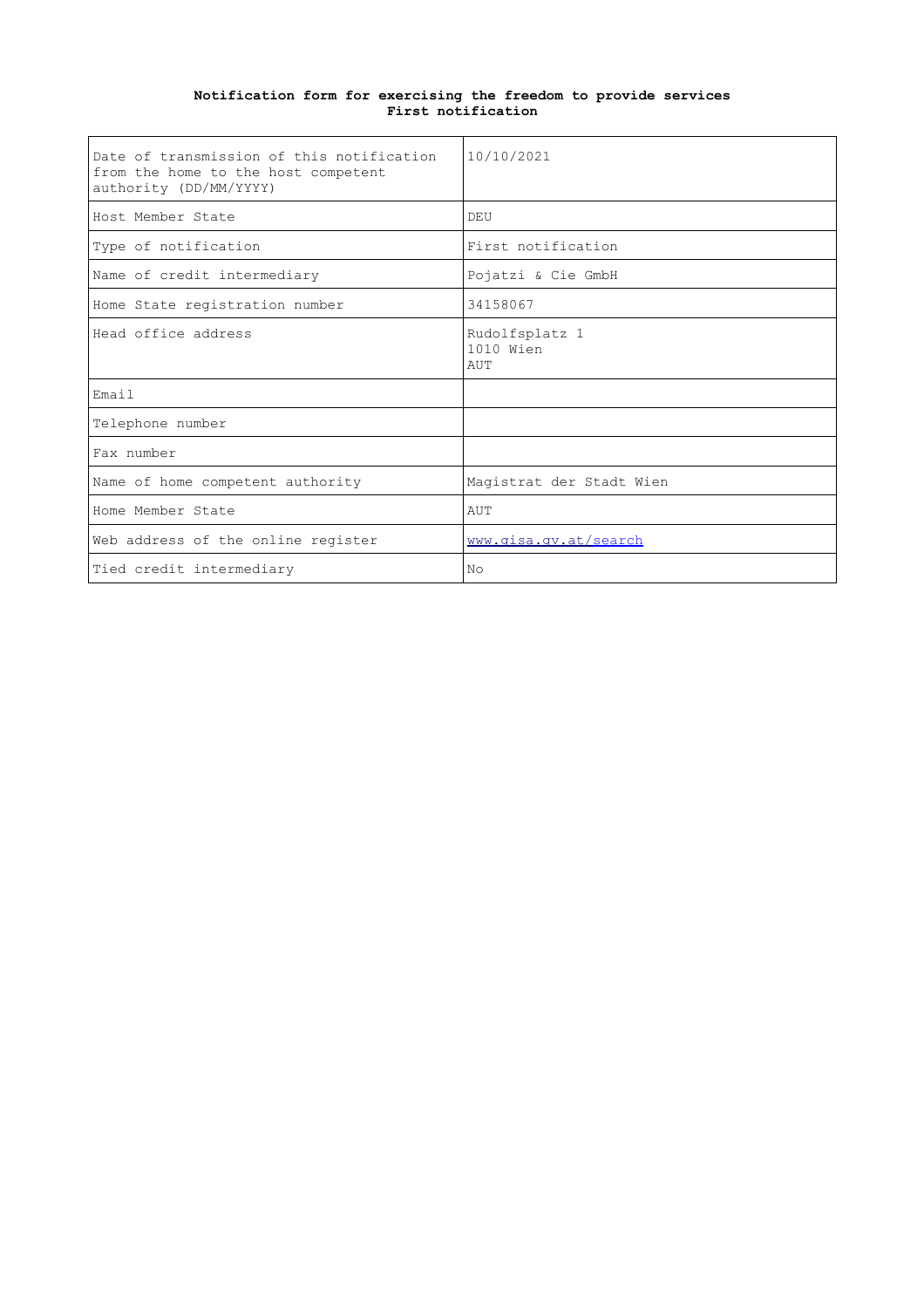**Notification form for exercising the freedom to provide services**
**First notification**

| | |
|---|---|
| Date of transmission of this notification from the home to the host competent authority (DD/MM/YYYY) | 10/10/2021 |
| Host Member State | DEU |
| Type of notification | First notification |
| Name of credit intermediary | Pojatzi & Cie GmbH |
| Home State registration number | 34158067 |
| Head office address | Rudolfsplatz 1<br>1010 Wien<br>AUT |
| Email | |
| Telephone number | |
| Fax number | |
| Name of home competent authority | Magistrat der Stadt Wien |
| Home Member State | AUT |
| Web address of the online register | www.gisa.gv.at/search |
| Tied credit intermediary | No |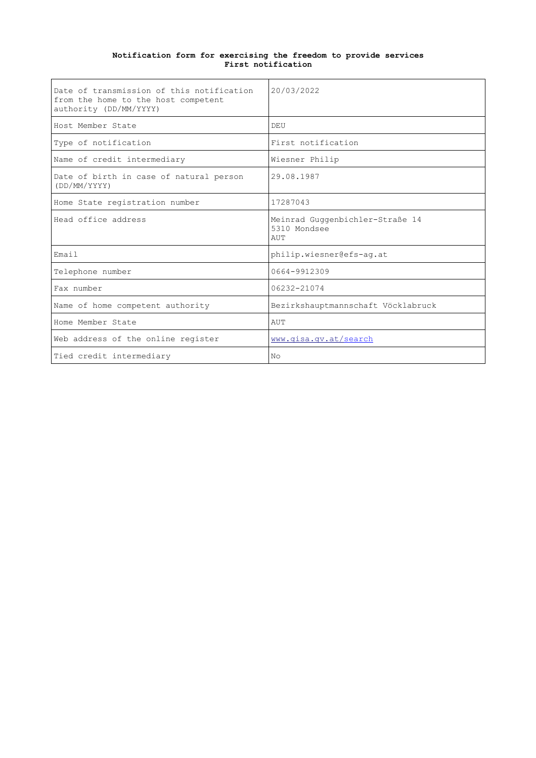**Notification form for exercising the freedom to provide services**
**First notification**

| | |
|---|---|
| Date of transmission of this notification from the home to the host competent authority (DD/MM/YYYY) | 20/03/2022 |
| Host Member State | DEU |
| Type of notification | First notification |
| Name of credit intermediary | Wiesner Philip |
| Date of birth in case of natural person (DD/MM/YYYY) | 29.08.1987 |
| Home State registration number | 17287043 |
| Head office address | Meinrad Guggenbichler-Straße 14<br>5310 Mondsee<br>AUT |
| Email | philip.wiesner@efs-ag.at |
| Telephone number | 0664-9912309 |
| Fax number | 06232-21074 |
| Name of home competent authority | Bezirkshauptmannschaft Vöcklabruck |
| Home Member State | AUT |
| Web address of the online register | www.gisa.gv.at/search |
| Tied credit intermediary | No |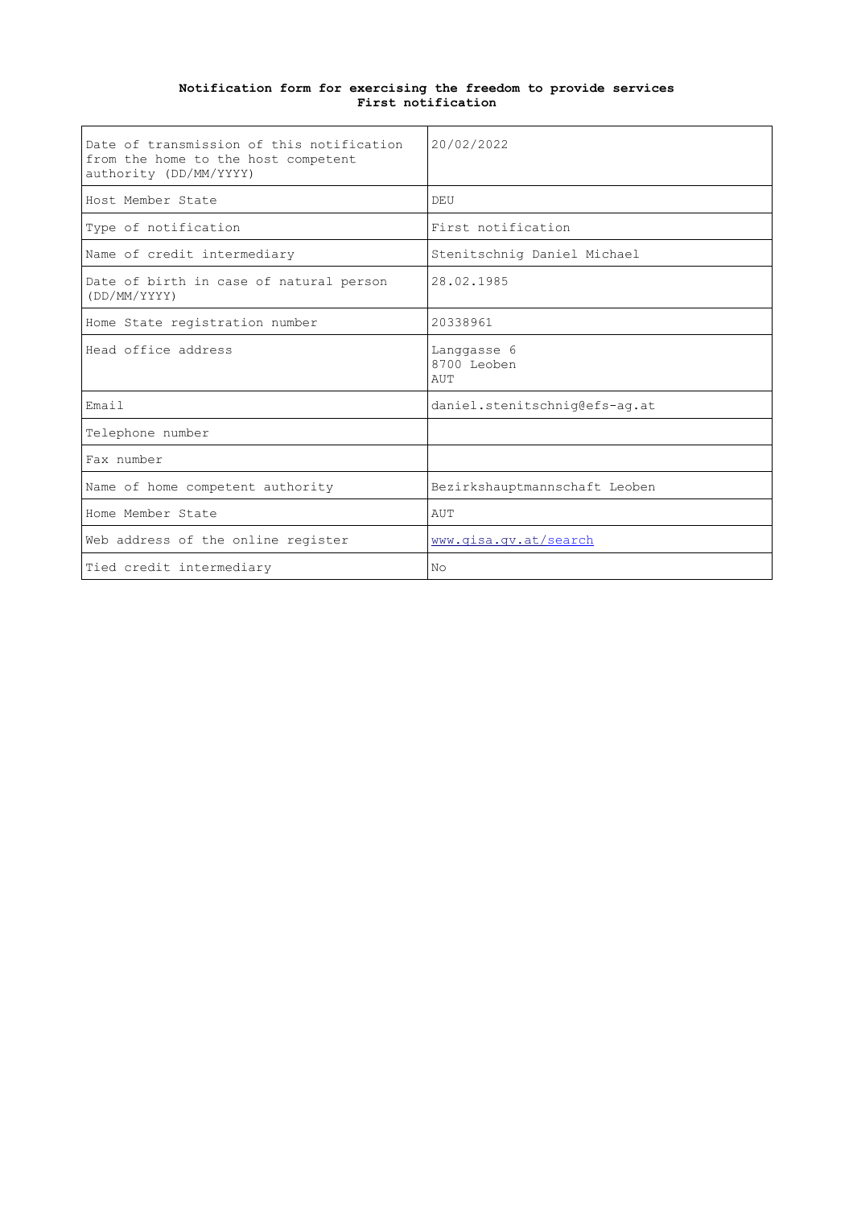**Notification form for exercising the freedom to provide services**
**First notification**

| | |
|---|---|
| Date of transmission of this notification from the home to the host competent authority (DD/MM/YYYY) | 20/02/2022 |
| Host Member State | DEU |
| Type of notification | First notification |
| Name of credit intermediary | Stenitschnig Daniel Michael |
| Date of birth in case of natural person (DD/MM/YYYY) | 28.02.1985 |
| Home State registration number | 20338961 |
| Head office address | Langgasse 6<br>8700 Leoben<br>AUT |
| Email | daniel.stenitschnig@efs-ag.at |
| Telephone number | |
| Fax number | |
| Name of home competent authority | Bezirkshauptmannschaft Leoben |
| Home Member State | AUT |
| Web address of the online register | www.gisa.gv.at/search |
| Tied credit intermediary | No |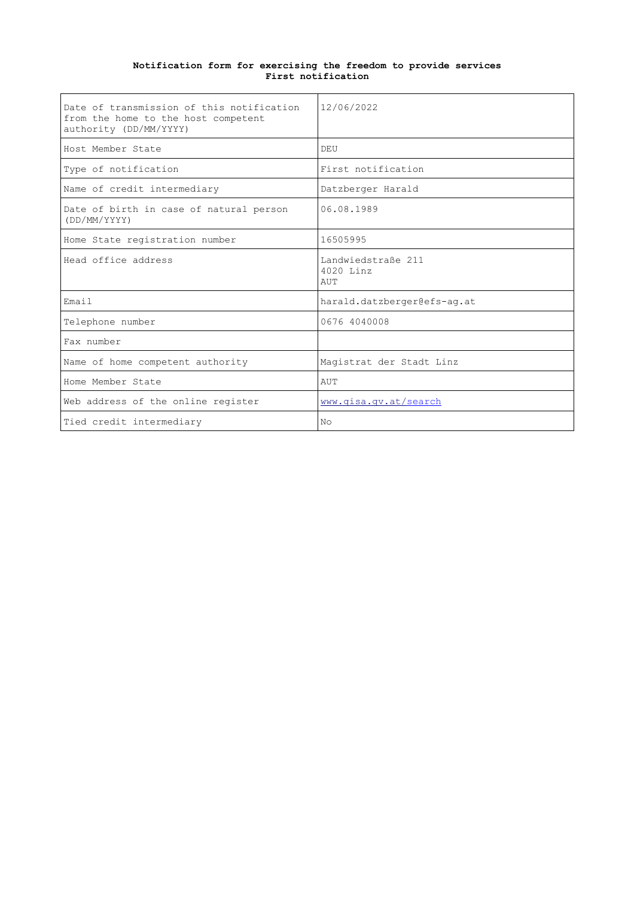**Notification form for exercising the freedom to provide services**
**First notification**

| | |
|---|---|
| Date of transmission of this notification from the home to the host competent authority (DD/MM/YYYY) | 12/06/2022 |
| Host Member State | DEU |
| Type of notification | First notification |
| Name of credit intermediary | Datzberger Harald |
| Date of birth in case of natural person (DD/MM/YYYY) | 06.08.1989 |
| Home State registration number | 16505995 |
| Head office address | Landwiedstraße 211<br>4020 Linz<br>AUT |
| Email | harald.datzberger@efs-ag.at |
| Telephone number | 0676 4040008 |
| Fax number | |
| Name of home competent authority | Magistrat der Stadt Linz |
| Home Member State | AUT |
| Web address of the online register | www.gisa.gv.at/search |
| Tied credit intermediary | No |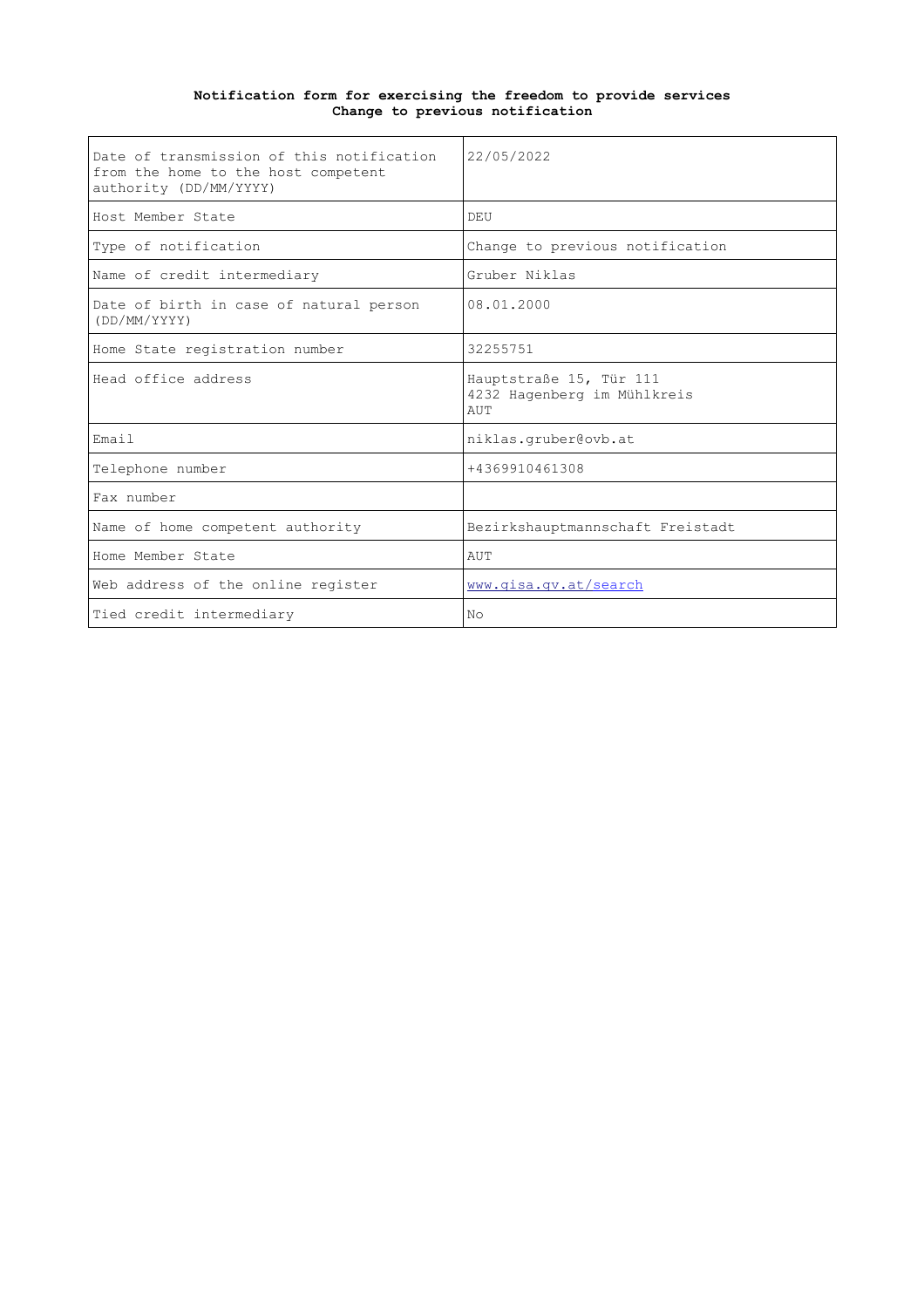**Notification form for exercising the freedom to provide services**
**Change to previous notification**

| | |
|---|---|
| Date of transmission of this notification from the home to the host competent authority (DD/MM/YYYY) | 22/05/2022 |
| Host Member State | DEU |
| Type of notification | Change to previous notification |
| Name of credit intermediary | Gruber Niklas |
| Date of birth in case of natural person (DD/MM/YYYY) | 08.01.2000 |
| Home State registration number | 32255751 |
| Head office address | Hauptstraße 15, Tür 111<br>4232 Hagenberg im Mühlkreis<br>AUT |
| Email | niklas.gruber@ovb.at |
| Telephone number | +4369910461308 |
| Fax number | |
| Name of home competent authority | Bezirkshauptmannschaft Freistadt |
| Home Member State | AUT |
| Web address of the online register | www.gisa.gv.at/search |
| Tied credit intermediary | No |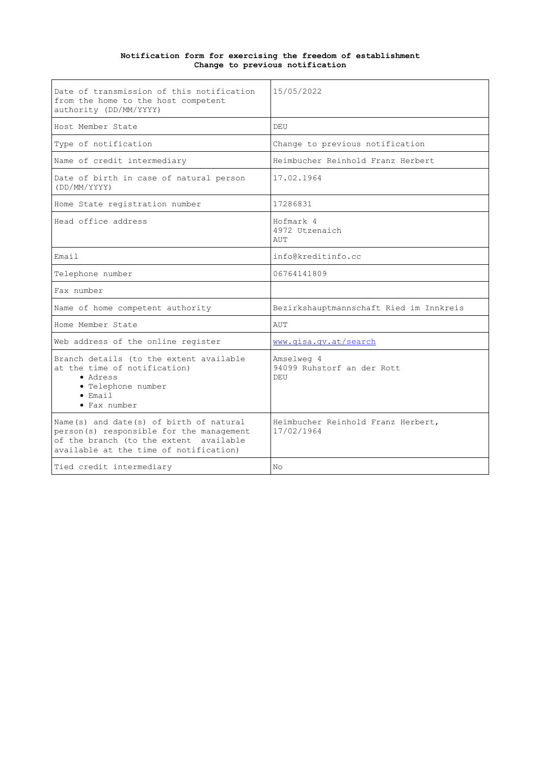**Notification form for exercising the freedom of establishment**
**Change to previous notification**

| | |
|---|---|
| Date of transmission of this notification from the home to the host competent authority (DD/MM/YYYY) | 15/05/2022 |
| Host Member State | DEU |
| Type of notification | Change to previous notification |
| Name of credit intermediary | Heimbucher Reinhold Franz Herbert |
| Date of birth in case of natural person (DD/MM/YYYY) | 17.02.1964 |
| Home State registration number | 17286831 |
| Head office address | Hofmark 4<br>4972 Utzenaich<br>AUT |
| Email | info@kreditinfo.cc |
| Telephone number | 06764141809 |
| Fax number | |
| Name of home competent authority | Bezirkshauptmannschaft Ried im Innkreis |
| Home Member State | AUT |
| Web address of the online register | www.gisa.gv.at/search |
| Branch details (to the extent available at the time of notification)<br>• Adress<br>• Telephone number<br>• Email<br>• Fax number | Amselweg 4<br>94099 Ruhstorf an der Rott<br>DEU |
| Name(s) and date(s) of birth of natural person(s) responsible for the management of the branch (to the extent available available at the time of notification) | Heimbucher Reinhold Franz Herbert, 17/02/1964 |
| Tied credit intermediary | No |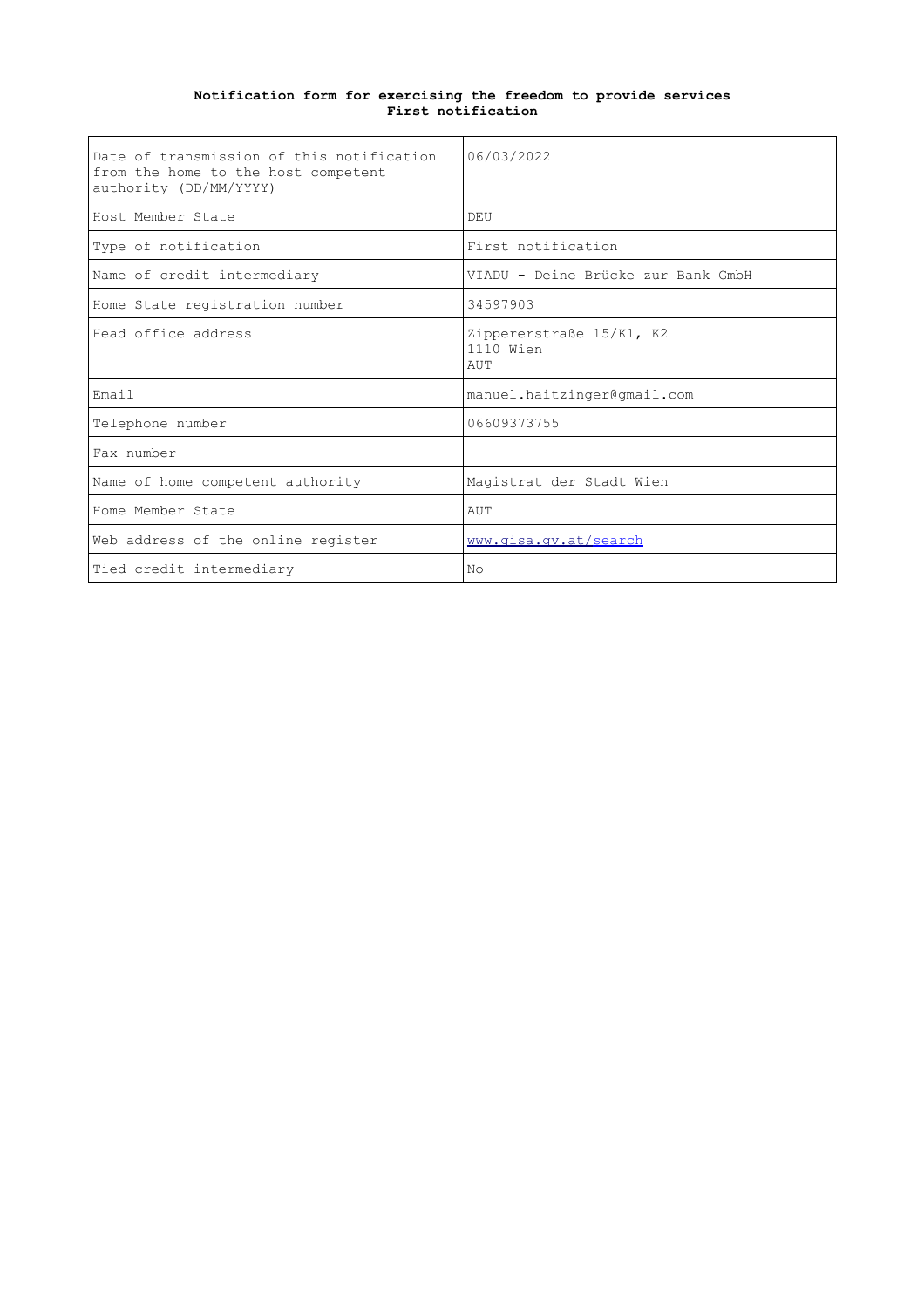**Notification form for exercising the freedom to provide services**
**First notification**

| | |
|---|---|
| Date of transmission of this notification from the home to the host competent authority (DD/MM/YYYY) | 06/03/2022 |
| Host Member State | DEU |
| Type of notification | First notification |
| Name of credit intermediary | VIADU - Deine Brücke zur Bank GmbH |
| Home State registration number | 34597903 |
| Head office address | Zippererstraße 15/K1, K2<br>1110 Wien<br>AUT |
| Email | manuel.haitzinger@gmail.com |
| Telephone number | 06609373755 |
| Fax number | |
| Name of home competent authority | Magistrat der Stadt Wien |
| Home Member State | AUT |
| Web address of the online register | www.gisa.gv.at/search |
| Tied credit intermediary | No |